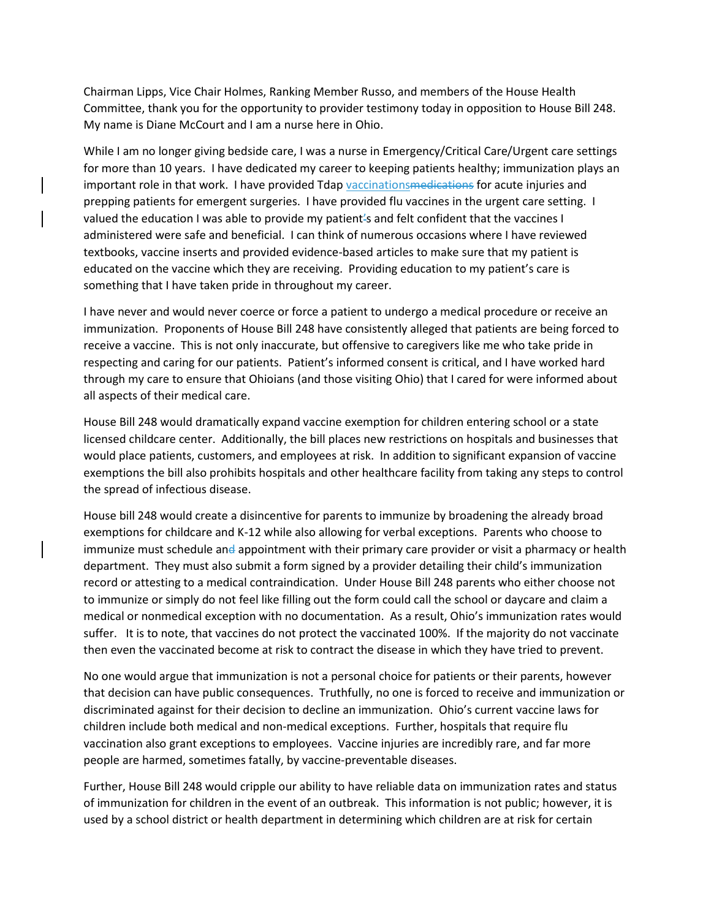Chairman Lipps, Vice Chair Holmes, Ranking Member Russo, and members of the House Health Committee, thank you for the opportunity to provider testimony today in opposition to House Bill 248. My name is Diane McCourt and I am a nurse here in Ohio.

While I am no longer giving bedside care, I was a nurse in Emergency/Critical Care/Urgent care settings for more than 10 years. I have dedicated my career to keeping patients healthy; immunization plays an important role in that work. I have provided Tdap vaccinations~~medications~~ for acute injuries and prepping patients for emergent surgeries. I have provided flu vaccines in the urgent care setting. I valued the education I was able to provide my patient~~'~~s and felt confident that the vaccines I administered were safe and beneficial. I can think of numerous occasions where I have reviewed textbooks, vaccine inserts and provided evidence-based articles to make sure that my patient is educated on the vaccine which they are receiving. Providing education to my patient's care is something that I have taken pride in throughout my career.

I have never and would never coerce or force a patient to undergo a medical procedure or receive an immunization. Proponents of House Bill 248 have consistently alleged that patients are being forced to receive a vaccine. This is not only inaccurate, but offensive to caregivers like me who take pride in respecting and caring for our patients. Patient's informed consent is critical, and I have worked hard through my care to ensure that Ohioians (and those visiting Ohio) that I cared for were informed about all aspects of their medical care.

House Bill 248 would dramatically expand vaccine exemption for children entering school or a state licensed childcare center. Additionally, the bill places new restrictions on hospitals and businesses that would place patients, customers, and employees at risk. In addition to significant expansion of vaccine exemptions the bill also prohibits hospitals and other healthcare facility from taking any steps to control the spread of infectious disease.

House bill 248 would create a disincentive for parents to immunize by broadening the already broad exemptions for childcare and K-12 while also allowing for verbal exceptions. Parents who choose to immunize must schedule an~~d~~ appointment with their primary care provider or visit a pharmacy or health department. They must also submit a form signed by a provider detailing their child's immunization record or attesting to a medical contraindication. Under House Bill 248 parents who either choose not to immunize or simply do not feel like filling out the form could call the school or daycare and claim a medical or nonmedical exception with no documentation. As a result, Ohio's immunization rates would suffer. It is to note, that vaccines do not protect the vaccinated 100%. If the majority do not vaccinate then even the vaccinated become at risk to contract the disease in which they have tried to prevent.

No one would argue that immunization is not a personal choice for patients or their parents, however that decision can have public consequences. Truthfully, no one is forced to receive and immunization or discriminated against for their decision to decline an immunization. Ohio's current vaccine laws for children include both medical and non-medical exceptions. Further, hospitals that require flu vaccination also grant exceptions to employees. Vaccine injuries are incredibly rare, and far more people are harmed, sometimes fatally, by vaccine-preventable diseases.

Further, House Bill 248 would cripple our ability to have reliable data on immunization rates and status of immunization for children in the event of an outbreak. This information is not public; however, it is used by a school district or health department in determining which children are at risk for certain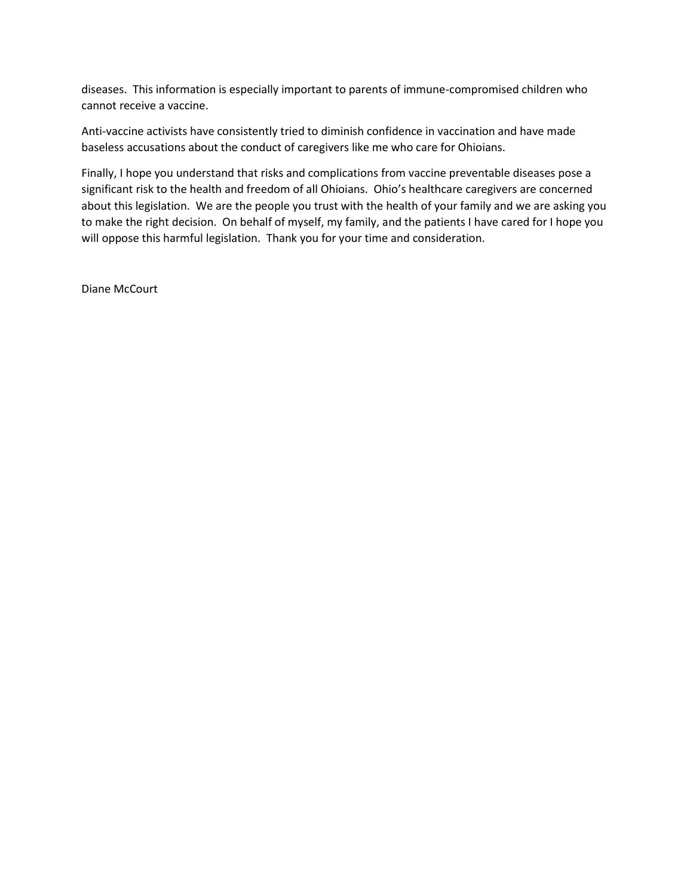diseases. This information is especially important to parents of immune-compromised children who cannot receive a vaccine.

Anti-vaccine activists have consistently tried to diminish confidence in vaccination and have made baseless accusations about the conduct of caregivers like me who care for Ohioians.

Finally, I hope you understand that risks and complications from vaccine preventable diseases pose a significant risk to the health and freedom of all Ohioians. Ohio's healthcare caregivers are concerned about this legislation. We are the people you trust with the health of your family and we are asking you to make the right decision. On behalf of myself, my family, and the patients I have cared for I hope you will oppose this harmful legislation. Thank you for your time and consideration.

Diane McCourt